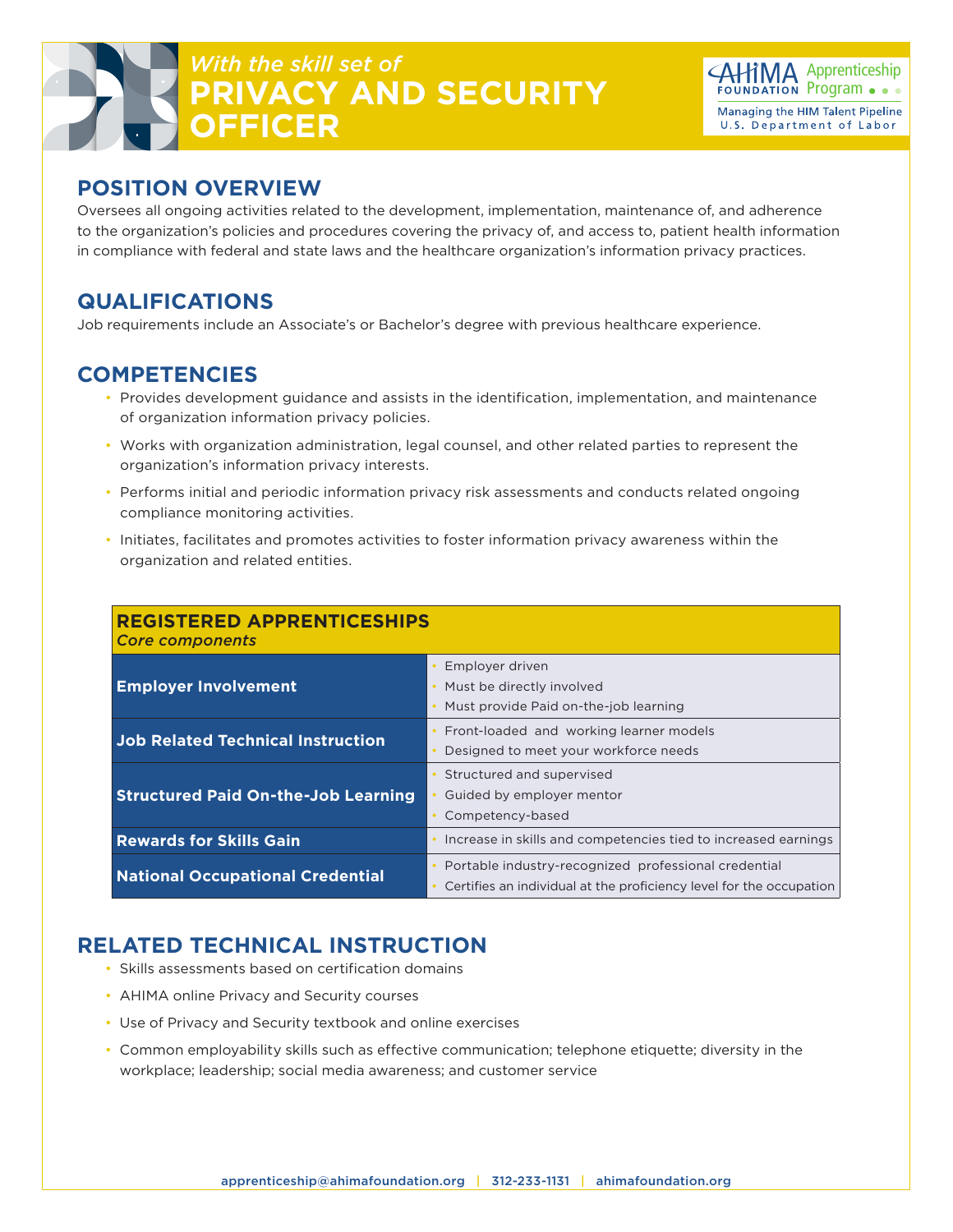*With the skill set of*

# PRIVACY AND SECURITY OFFICER

AHIMA FOUNDATION Apprenticeship Program
Managing the HIM Talent Pipeline
U.S. Department of Labor

## POSITION OVERVIEW

Oversees all ongoing activities related to the development, implementation, maintenance of, and adherence to the organization's policies and procedures covering the privacy of, and access to, patient health information in compliance with federal and state laws and the healthcare organization's information privacy practices.

## QUALIFICATIONS

Job requirements include an Associate's or Bachelor's degree with previous healthcare experience.

## COMPETENCIES

- Provides development guidance and assists in the identification, implementation, and maintenance of organization information privacy policies.
- Works with organization administration, legal counsel, and other related parties to represent the organization's information privacy interests.
- Performs initial and periodic information privacy risk assessments and conducts related ongoing compliance monitoring activities.
- Initiates, facilitates and promotes activities to foster information privacy awareness within the organization and related entities.

| **REGISTERED APPRENTICESHIPS** *Core components* | |
|---|---|
| **Employer Involvement** | • Employer driven<br>• Must be directly involved<br>• Must provide Paid on-the-job learning |
| **Job Related Technical Instruction** | • Front-loaded and working learner models<br>• Designed to meet your workforce needs |
| **Structured Paid On-the-Job Learning** | • Structured and supervised<br>• Guided by employer mentor<br>• Competency-based |
| **Rewards for Skills Gain** | • Increase in skills and competencies tied to increased earnings |
| **National Occupational Credential** | • Portable industry-recognized professional credential<br>• Certifies an individual at the proficiency level for the occupation |

## RELATED TECHNICAL INSTRUCTION

- Skills assessments based on certification domains
- AHIMA online Privacy and Security courses
- Use of Privacy and Security textbook and online exercises
- Common employability skills such as effective communication; telephone etiquette; diversity in the workplace; leadership; social media awareness; and customer service

apprenticeship@ahimafoundation.org | 312-233-1131 | ahimafoundation.org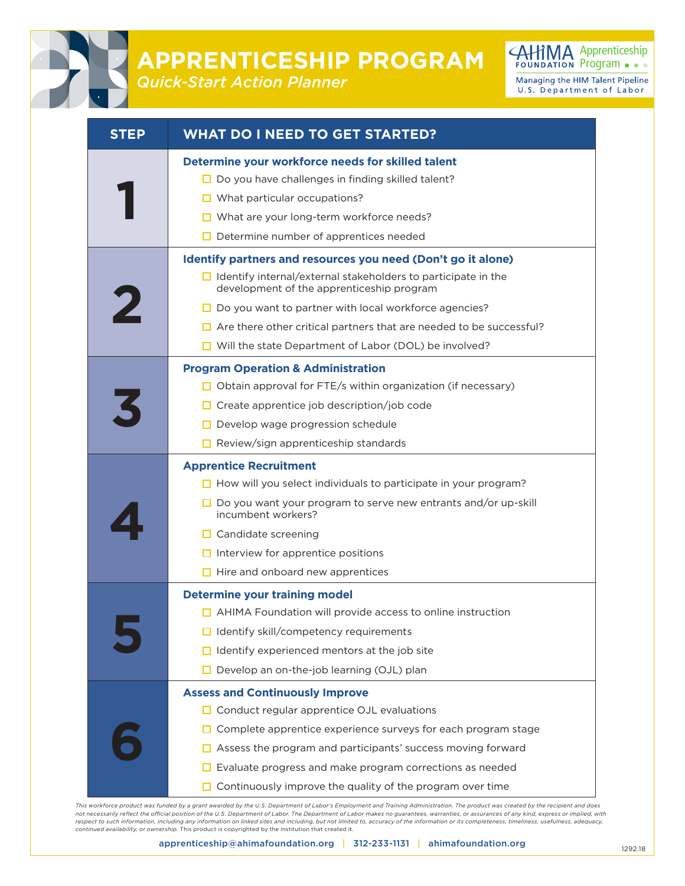# APPRENTICESHIP PROGRAM

*Quick-Start Action Planner*

AHIMA FOUNDATION Apprenticeship Program
Managing the HIM Talent Pipeline
U.S. Department of Labor

| STEP | WHAT DO I NEED TO GET STARTED? |
|---|---|
| **1** | **Determine your workforce needs for skilled talent**<br>☐ Do you have challenges in finding skilled talent?<br>☐ What particular occupations?<br>☐ What are your long-term workforce needs?<br>☐ Determine number of apprentices needed |
| **2** | **Identify partners and resources you need (Don't go it alone)**<br>☐ Identify internal/external stakeholders to participate in the development of the apprenticeship program<br>☐ Do you want to partner with local workforce agencies?<br>☐ Are there other critical partners that are needed to be successful?<br>☐ Will the state Department of Labor (DOL) be involved? |
| **3** | **Program Operation & Administration**<br>☐ Obtain approval for FTE/s within organization (if necessary)<br>☐ Create apprentice job description/job code<br>☐ Develop wage progression schedule<br>☐ Review/sign apprenticeship standards |
| **4** | **Apprentice Recruitment**<br>☐ How will you select individuals to participate in your program?<br>☐ Do you want your program to serve new entrants and/or up-skill incumbent workers?<br>☐ Candidate screening<br>☐ Interview for apprentice positions<br>☐ Hire and onboard new apprentices |
| **5** | **Determine your training model**<br>☐ AHIMA Foundation will provide access to online instruction<br>☐ Identify skill/competency requirements<br>☐ Identify experienced mentors at the job site<br>☐ Develop an on-the-job learning (OJL) plan |
| **6** | **Assess and Continuously Improve**<br>☐ Conduct regular apprentice OJL evaluations<br>☐ Complete apprentice experience surveys for each program stage<br>☐ Assess the program and participants' success moving forward<br>☐ Evaluate progress and make program corrections as needed<br>☐ Continuously improve the quality of the program over time |

*This workforce product was funded by a grant awarded by the U.S. Department of Labor's Employment and Training Administration. The product was created by the recipient and does not necessarily reflect the official position of the U.S. Department of Labor. The Department of Labor makes no guarantees, warranties, or assurances of any kind, express or implied, with respect to such information, including any information on linked sites and including, but not limited to, accuracy of the information or its completeness, timeliness, usefulness, adequacy, continued availability, or ownership.* This product is copyrighted by the institution that created it.

apprenticeship@ahimafoundation.org | 312-233-1131 | ahimafoundation.org

1292.18